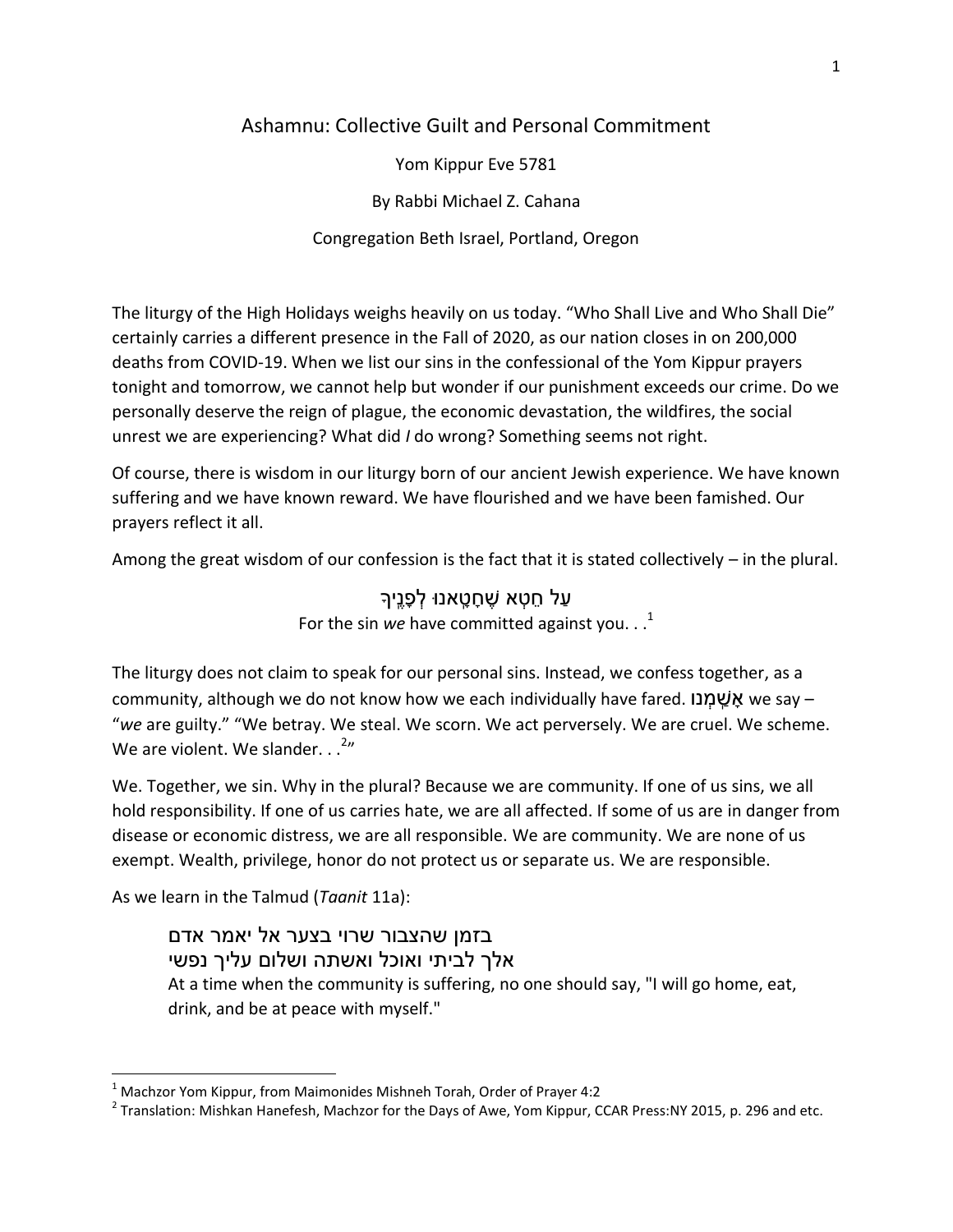# Ashamnu: Collective Guilt and Personal Commitment

Yom Kippur Eve 5781

By Rabbi Michael Z. Cahana

Congregation Beth Israel, Portland, Oregon

The liturgy of the High Holidays weighs heavily on us today. "Who Shall Live and Who Shall Die" certainly carries a different presence in the Fall of 2020, as our nation closes in on 200,000 deaths from COVID-19. When we list our sins in the confessional of the Yom Kippur prayers tonight and tomorrow, we cannot help but wonder if our punishment exceeds our crime. Do we personally deserve the reign of plague, the economic devastation, the wildfires, the social unrest we are experiencing? What did *I* do wrong? Something seems not right.

Of course, there is wisdom in our liturgy born of our ancient Jewish experience. We have known suffering and we have known reward. We have flourished and we have been famished. Our prayers reflect it all.

Among the great wisdom of our confession is the fact that it is stated collectively – in the plural.

עַל חֵטְא שֶׁחָטָאנוּ לְפָנֶיךָ
For the sin *we* have committed against you. . .[1]

The liturgy does not claim to speak for our personal sins. Instead, we confess together, as a community, although we do not know how we each individually have fared. **אָשַׁמְנוּ** we say – "*we* are guilty." "We betray. We steal. We scorn. We act perversely. We are cruel. We scheme. We are violent. We slander. . .[2]"

We. Together, we sin. Why in the plural? Because we are community. If one of us sins, we all hold responsibility. If one of us carries hate, we are all affected. If some of us are in danger from disease or economic distress, we are all responsible. We are community. We are none of us exempt. Wealth, privilege, honor do not protect us or separate us. We are responsible.

As we learn in the Talmud (*Taanit* 11a):

> בזמן שהצבור שרוי בצער אל יאמר אדם
> אלך לביתי ואוכל ואשתה ושלום עליך נפשי
> At a time when the community is suffering, no one should say, "I will go home, eat, drink, and be at peace with myself."

---

[1] Machzor Yom Kippur, from Maimonides Mishneh Torah, Order of Prayer 4:2

[2] Translation: Mishkan Hanefesh, Machzor for the Days of Awe, Yom Kippur, CCAR Press:NY 2015, p. 296 and etc.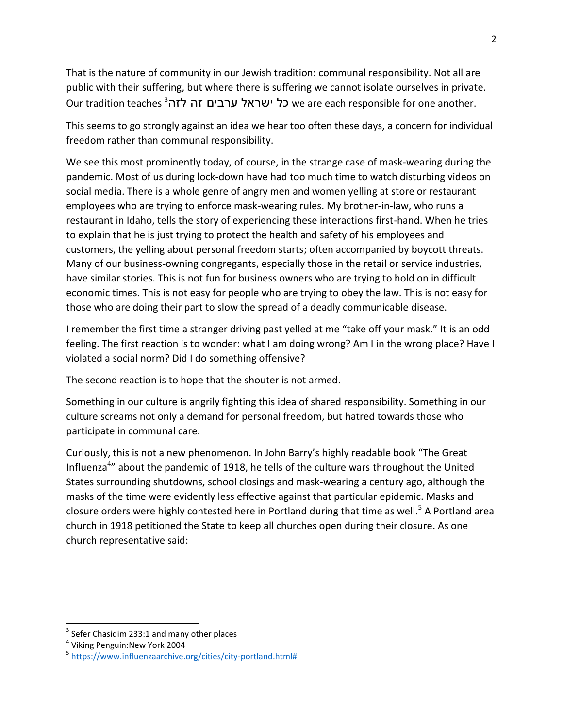That is the nature of community in our Jewish tradition: communal responsibility. Not all are public with their suffering, but where there is suffering we cannot isolate ourselves in private. Our tradition teaches [3]כל ישראל ערבים זה לזה we are each responsible for one another.

This seems to go strongly against an idea we hear too often these days, a concern for individual freedom rather than communal responsibility.

We see this most prominently today, of course, in the strange case of mask-wearing during the pandemic. Most of us during lock-down have had too much time to watch disturbing videos on social media. There is a whole genre of angry men and women yelling at store or restaurant employees who are trying to enforce mask-wearing rules. My brother-in-law, who runs a restaurant in Idaho, tells the story of experiencing these interactions first-hand. When he tries to explain that he is just trying to protect the health and safety of his employees and customers, the yelling about personal freedom starts; often accompanied by boycott threats. Many of our business-owning congregants, especially those in the retail or service industries, have similar stories. This is not fun for business owners who are trying to hold on in difficult economic times. This is not easy for people who are trying to obey the law. This is not easy for those who are doing their part to slow the spread of a deadly communicable disease.

I remember the first time a stranger driving past yelled at me "take off your mask." It is an odd feeling. The first reaction is to wonder: what I am doing wrong? Am I in the wrong place? Have I violated a social norm? Did I do something offensive?

The second reaction is to hope that the shouter is not armed.

Something in our culture is angrily fighting this idea of shared responsibility. Something in our culture screams not only a demand for personal freedom, but hatred towards those who participate in communal care.

Curiously, this is not a new phenomenon. In John Barry's highly readable book "The Great Influenza[4]" about the pandemic of 1918, he tells of the culture wars throughout the United States surrounding shutdowns, school closings and mask-wearing a century ago, although the masks of the time were evidently less effective against that particular epidemic. Masks and closure orders were highly contested here in Portland during that time as well.[5] A Portland area church in 1918 petitioned the State to keep all churches open during their closure. As one church representative said:

---

[3] Sefer Chasidim 233:1 and many other places

[4] Viking Penguin:New York 2004

[5] https://www.influenzaarchive.org/cities/city-portland.html#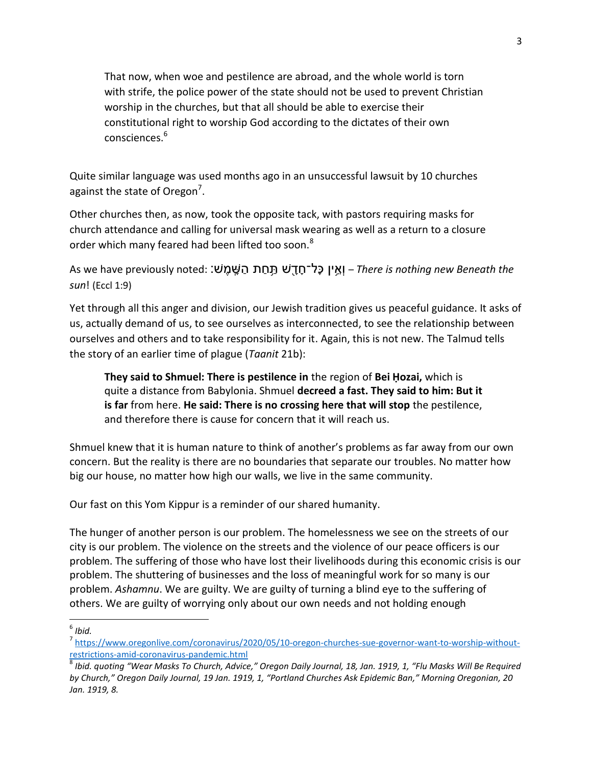> That now, when woe and pestilence are abroad, and the whole world is torn with strife, the police power of the state should not be used to prevent Christian worship in the churches, but that all should be able to exercise their constitutional right to worship God according to the dictates of their own consciences.[6]

Quite similar language was used months ago in an unsuccessful lawsuit by 10 churches against the state of Oregon[7].

Other churches then, as now, took the opposite tack, with pastors requiring masks for church attendance and calling for universal mask wearing as well as a return to a closure order which many feared had been lifted too soon.[8]

As we have previously noted: וְאֵין כָּל־חָדָשׁ תַּחַת הַשָּׁמֶשׁ׃ – *There is nothing new Beneath the sun*! (Eccl 1:9)

Yet through all this anger and division, our Jewish tradition gives us peaceful guidance. It asks of us, actually demand of us, to see ourselves as interconnected, to see the relationship between ourselves and others and to take responsibility for it. Again, this is not new. The Talmud tells the story of an earlier time of plague (*Taanit* 21b):

> **They said to Shmuel: There is pestilence in** the region of **Bei Ḥozai,** which is quite a distance from Babylonia. Shmuel **decreed a fast. They said to him: But it is far** from here. **He said: There is no crossing here that will stop** the pestilence, and therefore there is cause for concern that it will reach us.

Shmuel knew that it is human nature to think of another's problems as far away from our own concern. But the reality is there are no boundaries that separate our troubles. No matter how big our house, no matter how high our walls, we live in the same community.

Our fast on this Yom Kippur is a reminder of our shared humanity.

The hunger of another person is our problem. The homelessness we see on the streets of our city is our problem. The violence on the streets and the violence of our peace officers is our problem. The suffering of those who have lost their livelihoods during this economic crisis is our problem. The shuttering of businesses and the loss of meaningful work for so many is our problem. *Ashamnu*. We are guilty. We are guilty of turning a blind eye to the suffering of others. We are guilty of worrying only about our own needs and not holding enough

---

[6] *Ibid.*

[7] https://www.oregonlive.com/coronavirus/2020/05/10-oregon-churches-sue-governor-want-to-worship-without-restrictions-amid-coronavirus-pandemic.html

[8] *Ibid. quoting "Wear Masks To Church, Advice," Oregon Daily Journal, 18, Jan. 1919, 1, "Flu Masks Will Be Required by Church," Oregon Daily Journal, 19 Jan. 1919, 1, "Portland Churches Ask Epidemic Ban," Morning Oregonian, 20 Jan. 1919, 8.*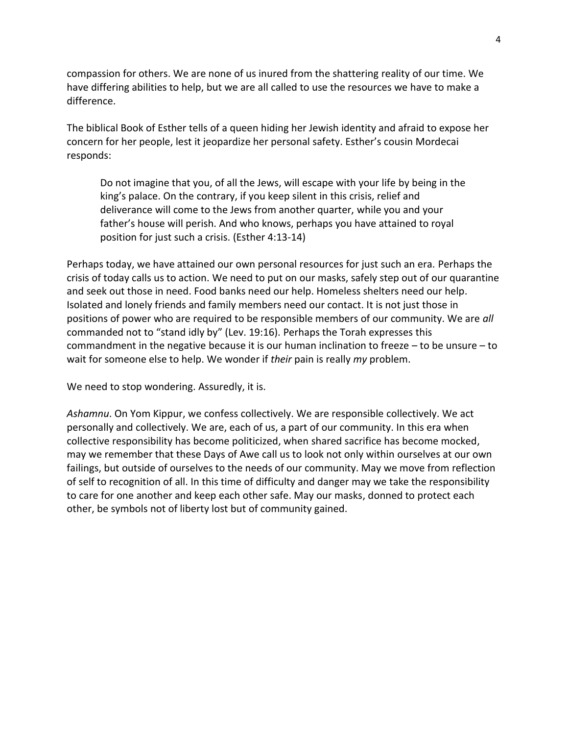compassion for others. We are none of us inured from the shattering reality of our time. We have differing abilities to help, but we are all called to use the resources we have to make a difference.

The biblical Book of Esther tells of a queen hiding her Jewish identity and afraid to expose her concern for her people, lest it jeopardize her personal safety. Esther's cousin Mordecai responds:

> Do not imagine that you, of all the Jews, will escape with your life by being in the king's palace. On the contrary, if you keep silent in this crisis, relief and deliverance will come to the Jews from another quarter, while you and your father's house will perish. And who knows, perhaps you have attained to royal position for just such a crisis. (Esther 4:13-14)

Perhaps today, we have attained our own personal resources for just such an era. Perhaps the crisis of today calls us to action. We need to put on our masks, safely step out of our quarantine and seek out those in need. Food banks need our help. Homeless shelters need our help. Isolated and lonely friends and family members need our contact. It is not just those in positions of power who are required to be responsible members of our community. We are *all* commanded not to "stand idly by" (Lev. 19:16). Perhaps the Torah expresses this commandment in the negative because it is our human inclination to freeze – to be unsure – to wait for someone else to help. We wonder if *their* pain is really *my* problem.

We need to stop wondering. Assuredly, it is.

*Ashamnu*. On Yom Kippur, we confess collectively. We are responsible collectively. We act personally and collectively. We are, each of us, a part of our community. In this era when collective responsibility has become politicized, when shared sacrifice has become mocked, may we remember that these Days of Awe call us to look not only within ourselves at our own failings, but outside of ourselves to the needs of our community. May we move from reflection of self to recognition of all. In this time of difficulty and danger may we take the responsibility to care for one another and keep each other safe. May our masks, donned to protect each other, be symbols not of liberty lost but of community gained.